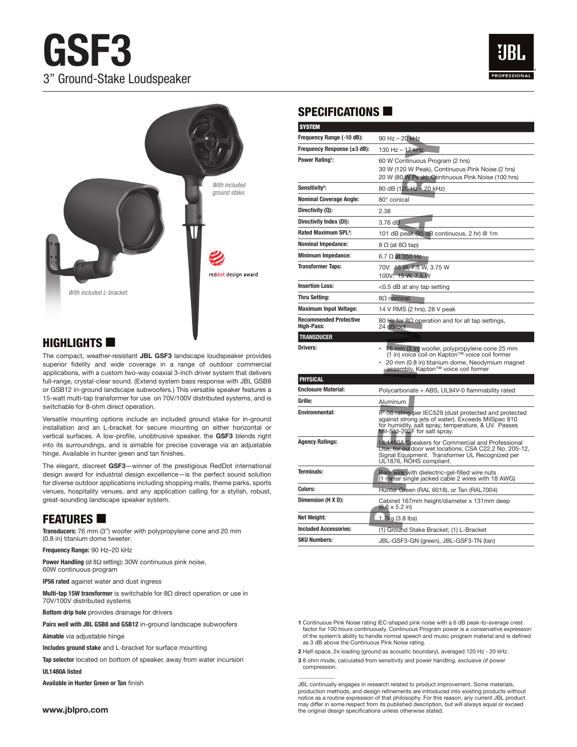# GSF3

3" Ground-Stake Loudspeaker

*With included ground stake.*

*With included L-bracket.*

reddot design award

## HIGHLIGHTS

The compact, weather-resistant **JBL GSF3** landscape loudspeaker provides superior fidelity and wide coverage in a range of outdoor commercial applications, with a custom two-way coaxial 3-inch driver system that delivers full-range, crystal-clear sound. (Extend system bass response with JBL GSB8 or GSB12 in-ground landscape subwoofers.) This versatile speaker features a 15-watt multi-tap transformer for use on 70V/100V distributed systems, and is switchable for 8-ohm direct operation.

Versatile mounting options include an included ground stake for in-ground installation and an L-bracket for secure mounting on either horizontal or vertical surfaces. A low-profile, unobtrusive speaker, the **GSF3** blends right into its surroundings, and is aimable for precise coverage via an adjustable hinge. Available in hunter green and tan finishes.

The elegant, discreet **GSF3**—winner of the prestigious RedDot international design award for industrial design excellence—is the perfect sound solution for diverse outdoor applications including shopping malls, theme parks, sports venues, hospitality venues, and any application calling for a stylish, robust, great-sounding landscape speaker system.

## FEATURES

**Transducers:** 76 mm (3") woofer with polypropylene cone and 20 mm (0.8 in) titanium dome tweeter.

**Frequency Range:** 90 Hz–20 kHz

**Power Handling** (at 8Ω setting)**:** 30W continuous pink noise, 60W continuous program

**IP56 rated** against water and dust ingress

**Multi-tap 15W transformer** is switchable for 8Ω direct operation or use in 70V/100V distributed systems

**Bottom drip hole** provides drainage for drivers

**Pairs well with JBL GSB8 and GSB12** in-ground landscape subwoofers

**Aimable** via adjustable hinge

**Includes ground stake** and L-bracket for surface mounting

**Tap selector** located on bottom of speaker, away from water incursion

**UL1480A listed**

**Available in Hunter Green or Tan** finish

## SPECIFICATIONS

| SYSTEM | |
|---|---|
| **Frequency Range (-10 dB):** | 90 Hz – 20 kHz |
| **Frequency Response (±3 dB):** | 130 Hz – 17 kHz |
| **Power Rating[1]:** | 60 W Continuous Program (2 hrs)<br>30 W (120 W Peak), Continuous Pink Noise (2 hrs)<br>20 W (80 W Peak), Continuous Pink Noise (100 hrs) |
| **Sensitivity[2]:** | 80 dB (120 Hz – 20 kHz) |
| **Nominal Coverage Angle:** | 80° conical |
| **Directivity (Q):** | 2.38 |
| **Directivity Index (DI):** | 3.76 dB |
| **Rated Maximum SPL[3]:** | 101 dB peak (95 dB continuous, 2 hr) @ 1m |
| **Nominal Impedance:** | 8 Ω (at 8Ω tap) |
| **Minimum Impedance:** | 6.7 Ω at 350 Hz |
| **Transformer Taps:** | 70V: 15 W, 7.5 W, 3.75 W<br>100V: 15 W, 7.5 W |
| **Insertion Loss:** | <0.5 dB at any tap setting |
| **Thru Setting:** | 8Ω nominal |
| **Maximum Input Voltage:** | 14 V RMS (2 hrs), 28 V peak |
| **Recommended Protective High-Pass:** | 80 Hz for 8Ω operation and for all tap settings, 24 dB/oct |
| **TRANSDUCER** | |
| **Drivers:** | • 76 mm (3 in) woofer, polypropylene cone 25 mm (1 in) voice coil on Kapton™ voice coil former<br>• 20 mm (0.8 in) titanium dome, Neodymium magnet assembly, Kapton™ voice coil former |
| **PHYSICAL** | |
| **Enclosure Material:** | Polycarbonate + ABS, UL94V-0 flammability rated |
| **Grille:** | Aluminum |
| **Environmental:** | IP-56 rating per IEC529 (dust protected and protected against strong jets of water). Exceeds MilSpec 810 for humidity, salt spray, temperature, & UV. Passes Mil-Std-202F for salt spray. |
| **Agency Ratings:** | UL1480A Speakers for Commercial and Professional Use, for outdoor wet locations; CSA C22.2 No. 205-12, Signal Equipment. Transformer UL Recognized per UL1876, ROHS compliant. |
| **Terminals:** | Bare wire with dielectric-gel-filled wire nuts (1 meter single jacked cable 2 wires with 18 AWG) |
| **Colors:** | Hunter Green (RAL 6018), or Tan (RAL7004) |
| **Dimension (H X D):** | Cabinet 167mm height/diameter x 131mm deep (6.6 x 5.2 in) |
| **Net Weight:** | 1.7kg (3.8 lbs) |
| **Included Accessories:** | (1) Ground Stake Bracket; (1) L-Bracket |
| **SKU Numbers:** | JBL-GSF3-GN (green), JBL-GSF3-TN (tan) |

PRELIMINARY

1 Continuous Pink Noise rating IEC-shaped pink noise with a 6 dB peak-to-average crest factor for 100 hours continuously. Continuous Program power is a conservative expression of the system's ability to handle normal speech and music program material and is defined as 3 dB above the Continuous Pink Noise rating.

2 Half-space, 2π loading (ground as acoustic boundary), averaged 120 Hz - 20 kHz.

3 8 ohm mode, calculated from sensitivity and power handling, exclusive of power compression.

JBL continually engages in research related to product improvement. Some materials, production methods, and design refinements are introduced into existing products without notice as a routine expression of that philosophy. For this reason, any current JBL product may differ in some respect from its published description, but will always equal or exceed the original design specifications unless otherwise stated.

www.jblpro.com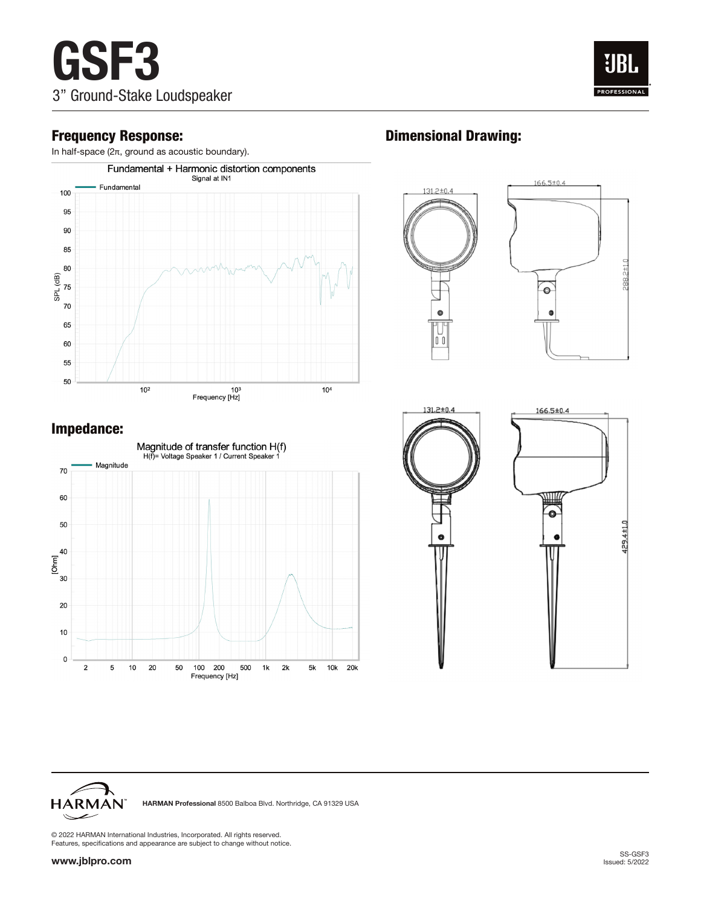# GSF3

3" Ground-Stake Loudspeaker

## Frequency Response:

In half-space (2π, ground as acoustic boundary).

Fundamental + Harmonic distortion components
Signal at IN1
Fundamental
SPL (dB)
100
95
90
85
80
75
70
65
60
55
50
$10^2$
$10^3$
$10^4$
Frequency [Hz]

## Impedance:

Magnitude of transfer function H(f)
H(f)= Voltage Speaker 1 / Current Speaker 1
Magnitude
[Ohm]
70
60
50
40
30
20
10
0
2 5 10 20 50 100 200 500 1k 2k 5k 10k 20k
Frequency [Hz]

## Dimensional Drawing:

131.2±0.4
166.5±0.4
288.2±1.0

131.2±0.4
166.5±0.4
429.4±1.0

**HARMAN Professional** 8500 Balboa Blvd. Northridge, CA 91329 USA

© 2022 HARMAN International Industries, Incorporated. All rights reserved.
Features, specifications and appearance are subject to change without notice.

**www.jblpro.com**

SS-GSF3
Issued: 5/2022